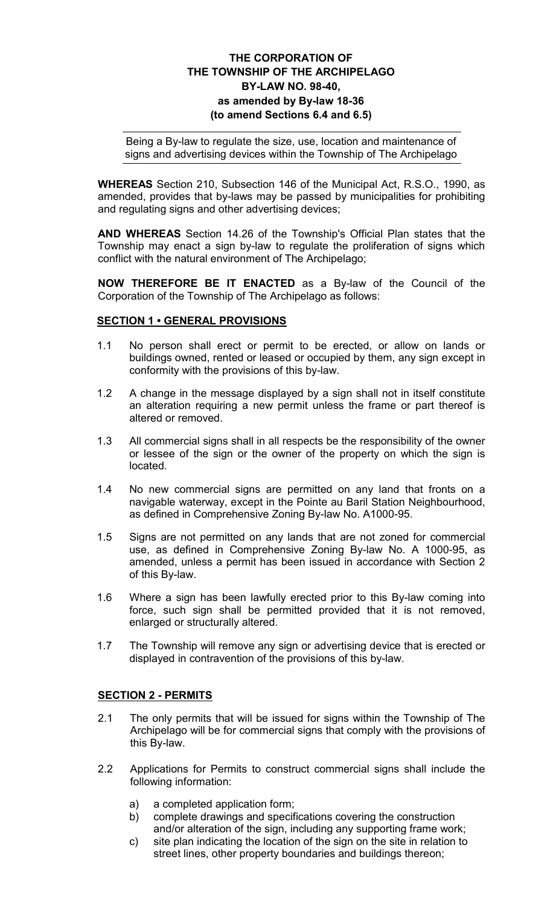**THE CORPORATION OF**
**THE TOWNSHIP OF THE ARCHIPELAGO**
**BY-LAW NO. 98-40,**
**as amended by By-law 18-36**
**(to amend Sections 6.4 and 6.5)**

Being a By-law to regulate the size, use, location and maintenance of signs and advertising devices within the Township of The Archipelago

**WHEREAS** Section 210, Subsection 146 of the Municipal Act, R.S.O., 1990, as amended, provides that by-laws may be passed by municipalities for prohibiting and regulating signs and other advertising devices;

**AND WHEREAS** Section 14.26 of the Township's Official Plan states that the Township may enact a sign by-law to regulate the proliferation of signs which conflict with the natural environment of The Archipelago;

**NOW THEREFORE BE IT ENACTED** as a By-law of the Council of the Corporation of the Township of The Archipelago as follows:

## SECTION 1 • GENERAL PROVISIONS

1.1 No person shall erect or permit to be erected, or allow on lands or buildings owned, rented or leased or occupied by them, any sign except in conformity with the provisions of this by-law.

1.2 A change in the message displayed by a sign shall not in itself constitute an alteration requiring a new permit unless the frame or part thereof is altered or removed.

1.3 All commercial signs shall in all respects be the responsibility of the owner or lessee of the sign or the owner of the property on which the sign is located.

1.4 No new commercial signs are permitted on any land that fronts on a navigable waterway, except in the Pointe au Baril Station Neighbourhood, as defined in Comprehensive Zoning By-law No. A1000-95.

1.5 Signs are not permitted on any lands that are not zoned for commercial use, as defined in Comprehensive Zoning By-law No. A 1000-95, as amended, unless a permit has been issued in accordance with Section 2 of this By-law.

1.6 Where a sign has been lawfully erected prior to this By-law coming into force, such sign shall be permitted provided that it is not removed, enlarged or structurally altered.

1.7 The Township will remove any sign or advertising device that is erected or displayed in contravention of the provisions of this by-law.

## SECTION 2 - PERMITS

2.1 The only permits that will be issued for signs within the Township of The Archipelago will be for commercial signs that comply with the provisions of this By-law.

2.2 Applications for Permits to construct commercial signs shall include the following information:

a) a completed application form;
b) complete drawings and specifications covering the construction and/or alteration of the sign, including any supporting frame work;
c) site plan indicating the location of the sign on the site in relation to street lines, other property boundaries and buildings thereon;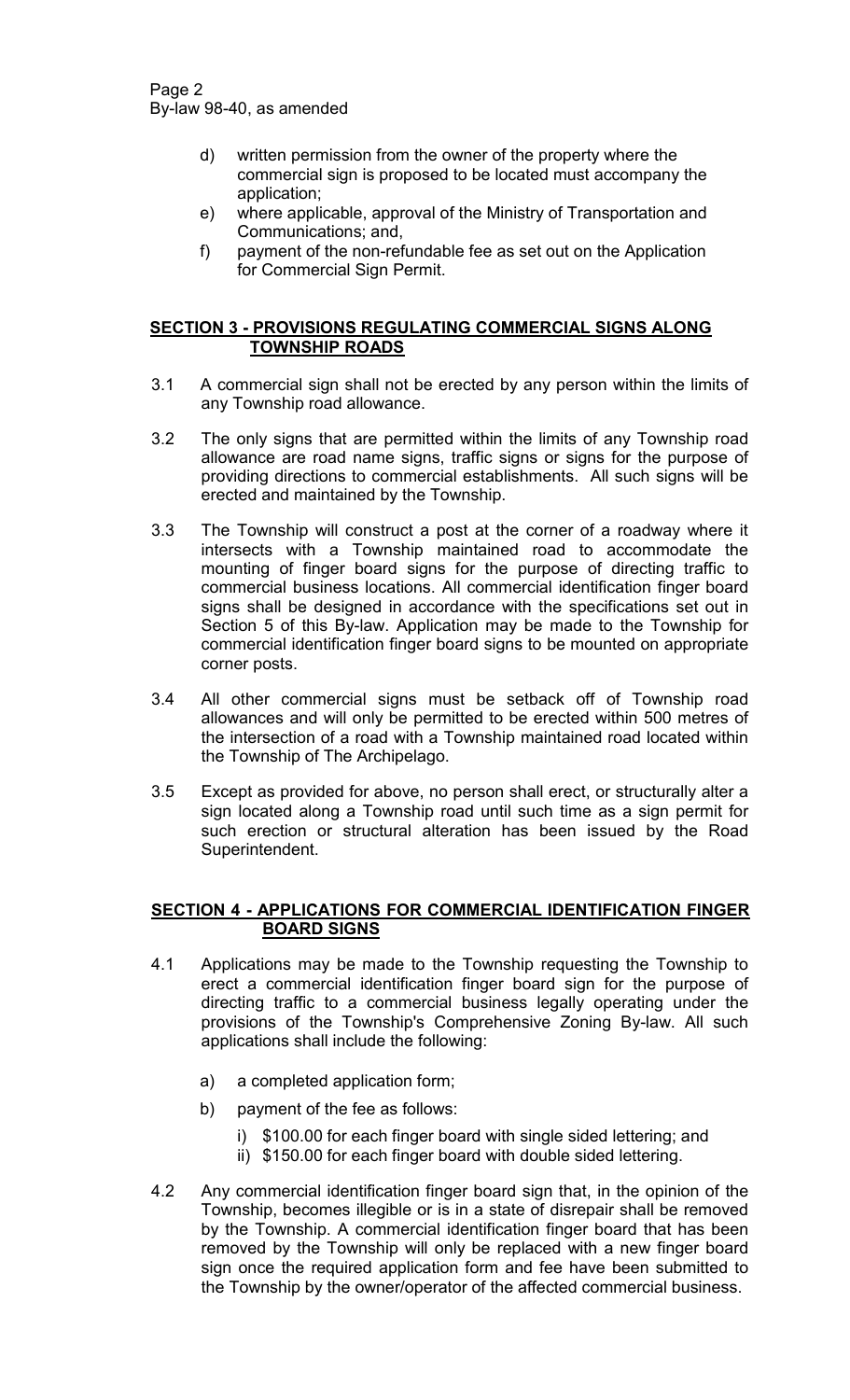d) written permission from the owner of the property where the commercial sign is proposed to be located must accompany the application;

e) where applicable, approval of the Ministry of Transportation and Communications; and,

f) payment of the non-refundable fee as set out on the Application for Commercial Sign Permit.

## SECTION 3 - PROVISIONS REGULATING COMMERCIAL SIGNS ALONG TOWNSHIP ROADS

3.1 A commercial sign shall not be erected by any person within the limits of any Township road allowance.

3.2 The only signs that are permitted within the limits of any Township road allowance are road name signs, traffic signs or signs for the purpose of providing directions to commercial establishments. All such signs will be erected and maintained by the Township.

3.3 The Township will construct a post at the corner of a roadway where it intersects with a Township maintained road to accommodate the mounting of finger board signs for the purpose of directing traffic to commercial business locations. All commercial identification finger board signs shall be designed in accordance with the specifications set out in Section 5 of this By-law. Application may be made to the Township for commercial identification finger board signs to be mounted on appropriate corner posts.

3.4 All other commercial signs must be setback off of Township road allowances and will only be permitted to be erected within 500 metres of the intersection of a road with a Township maintained road located within the Township of The Archipelago.

3.5 Except as provided for above, no person shall erect, or structurally alter a sign located along a Township road until such time as a sign permit for such erection or structural alteration has been issued by the Road Superintendent.

## SECTION 4 - APPLICATIONS FOR COMMERCIAL IDENTIFICATION FINGER BOARD SIGNS

4.1 Applications may be made to the Township requesting the Township to erect a commercial identification finger board sign for the purpose of directing traffic to a commercial business legally operating under the provisions of the Township's Comprehensive Zoning By-law. All such applications shall include the following:

a) a completed application form;

b) payment of the fee as follows:

   i) $100.00 for each finger board with single sided lettering; and
   
   ii) $150.00 for each finger board with double sided lettering.

4.2 Any commercial identification finger board sign that, in the opinion of the Township, becomes illegible or is in a state of disrepair shall be removed by the Township. A commercial identification finger board that has been removed by the Township will only be replaced with a new finger board sign once the required application form and fee have been submitted to the Township by the owner/operator of the affected commercial business.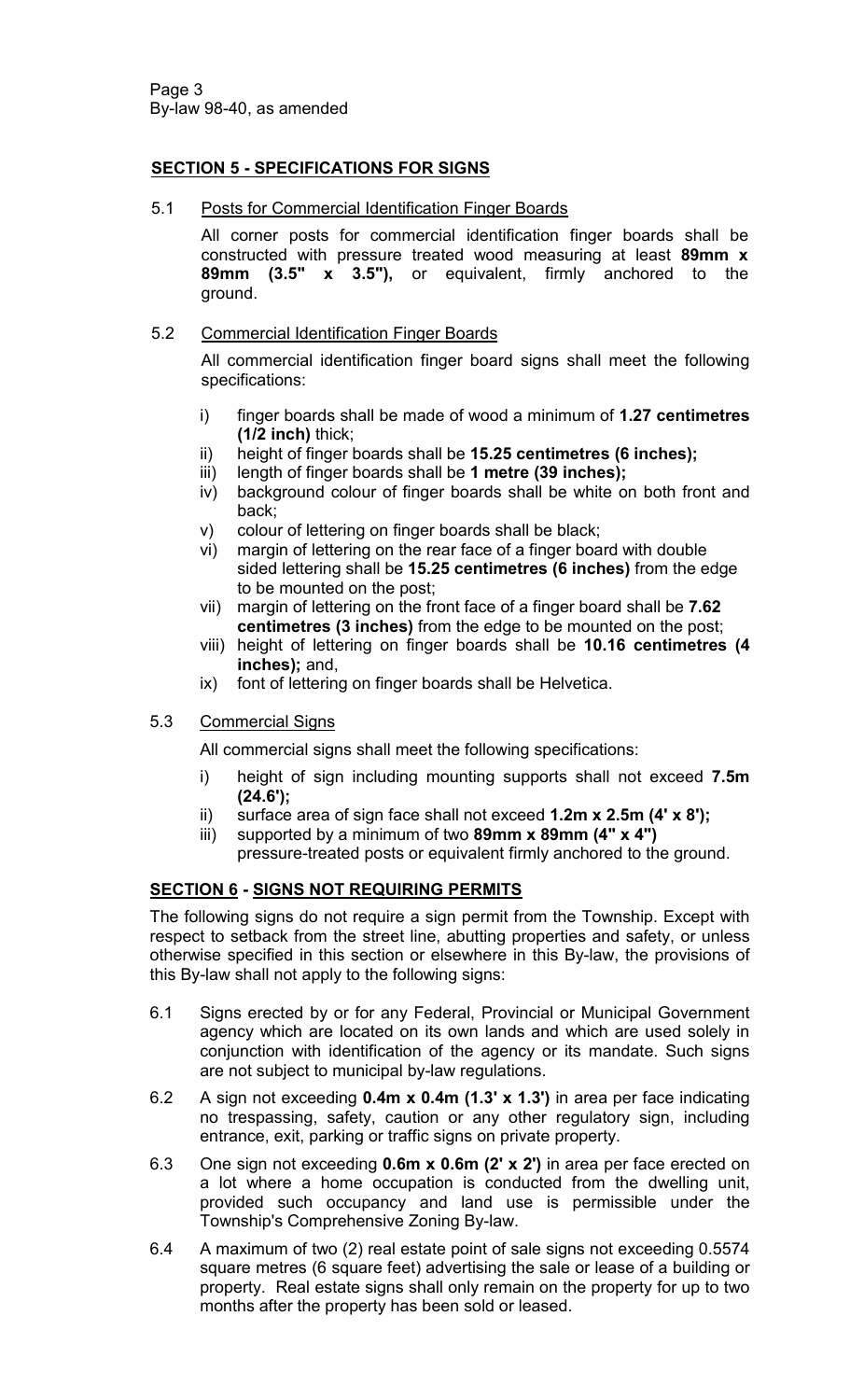## SECTION 5 - SPECIFICATIONS FOR SIGNS

5.1 Posts for Commercial Identification Finger Boards

All corner posts for commercial identification finger boards shall be constructed with pressure treated wood measuring at least **89mm x 89mm (3.5" x 3.5"),** or equivalent, firmly anchored to the ground.

5.2 Commercial Identification Finger Boards

All commercial identification finger board signs shall meet the following specifications:

i) finger boards shall be made of wood a minimum of **1.27 centimetres (1/2 inch)** thick;
ii) height of finger boards shall be **15.25 centimetres (6 inches);**
iii) length of finger boards shall be **1 metre (39 inches);**
iv) background colour of finger boards shall be white on both front and back;
v) colour of lettering on finger boards shall be black;
vi) margin of lettering on the rear face of a finger board with double sided lettering shall be **15.25 centimetres (6 inches)** from the edge to be mounted on the post;
vii) margin of lettering on the front face of a finger board shall be **7.62 centimetres (3 inches)** from the edge to be mounted on the post;
viii) height of lettering on finger boards shall be **10.16 centimetres (4 inches);** and,
ix) font of lettering on finger boards shall be Helvetica.

5.3 Commercial Signs

All commercial signs shall meet the following specifications:

i) height of sign including mounting supports shall not exceed **7.5m (24.6');**
ii) surface area of sign face shall not exceed **1.2m x 2.5m (4' x 8');**
iii) supported by a minimum of two **89mm x 89mm (4" x 4")** pressure-treated posts or equivalent firmly anchored to the ground.

## SECTION 6 - SIGNS NOT REQUIRING PERMITS

The following signs do not require a sign permit from the Township. Except with respect to setback from the street line, abutting properties and safety, or unless otherwise specified in this section or elsewhere in this By-law, the provisions of this By-law shall not apply to the following signs:

6.1 Signs erected by or for any Federal, Provincial or Municipal Government agency which are located on its own lands and which are used solely in conjunction with identification of the agency or its mandate. Such signs are not subject to municipal by-law regulations.

6.2 A sign not exceeding **0.4m x 0.4m (1.3' x 1.3')** in area per face indicating no trespassing, safety, caution or any other regulatory sign, including entrance, exit, parking or traffic signs on private property.

6.3 One sign not exceeding **0.6m x 0.6m (2' x 2')** in area per face erected on a lot where a home occupation is conducted from the dwelling unit, provided such occupancy and land use is permissible under the Township's Comprehensive Zoning By-law.

6.4 A maximum of two (2) real estate point of sale signs not exceeding 0.5574 square metres (6 square feet) advertising the sale or lease of a building or property. Real estate signs shall only remain on the property for up to two months after the property has been sold or leased.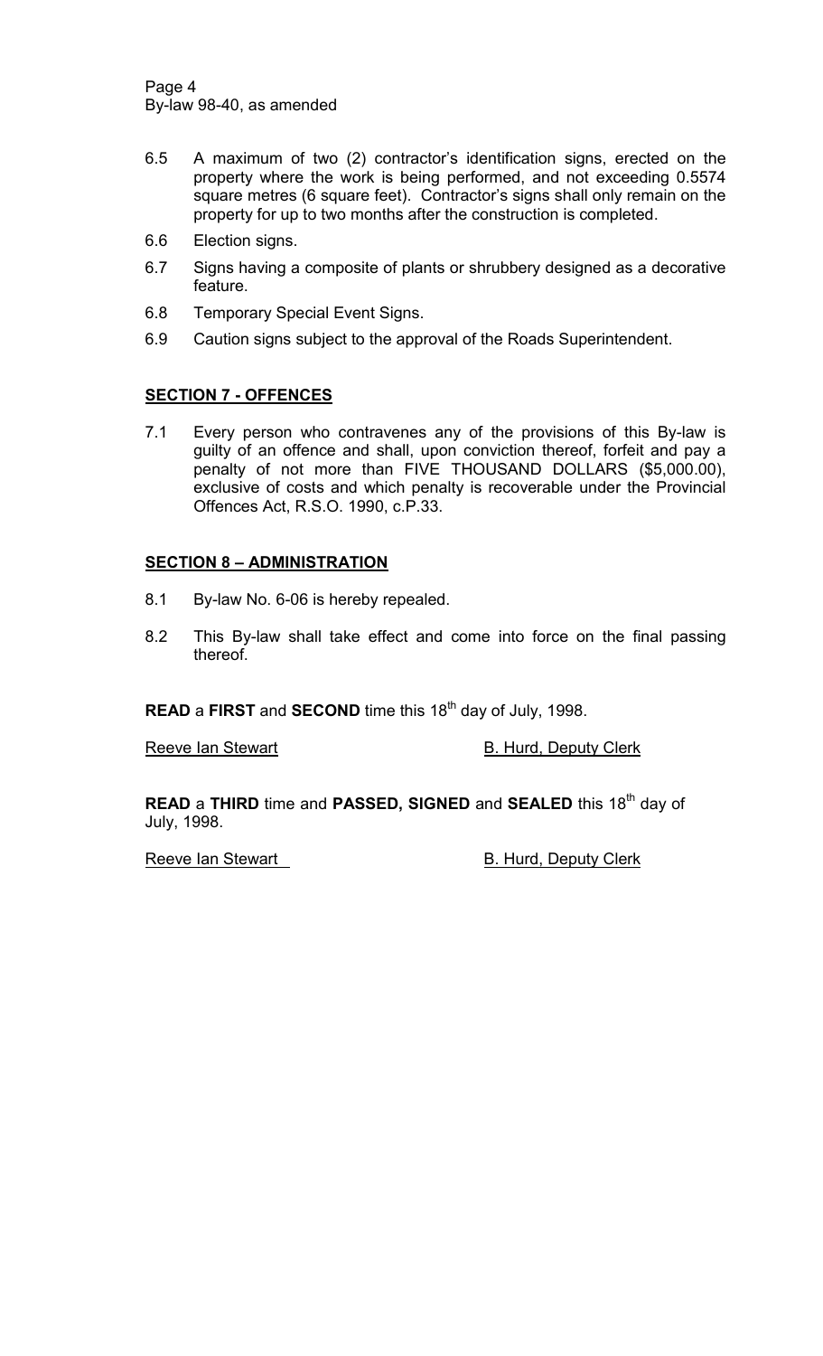6.5 A maximum of two (2) contractor's identification signs, erected on the property where the work is being performed, and not exceeding 0.5574 square metres (6 square feet). Contractor's signs shall only remain on the property for up to two months after the construction is completed.

6.6 Election signs.

6.7 Signs having a composite of plants or shrubbery designed as a decorative feature.

6.8 Temporary Special Event Signs.

6.9 Caution signs subject to the approval of the Roads Superintendent.

## SECTION 7 - OFFENCES

7.1 Every person who contravenes any of the provisions of this By-law is guilty of an offence and shall, upon conviction thereof, forfeit and pay a penalty of not more than FIVE THOUSAND DOLLARS ($5,000.00), exclusive of costs and which penalty is recoverable under the Provincial Offences Act, R.S.O. 1990, c.P.33.

## SECTION 8 – ADMINISTRATION

8.1 By-law No. 6-06 is hereby repealed.

8.2 This By-law shall take effect and come into force on the final passing thereof.

**READ** a **FIRST** and **SECOND** time this 18th day of July, 1998.

Reeve Ian Stewart B. Hurd, Deputy Clerk

**READ** a **THIRD** time and **PASSED, SIGNED** and **SEALED** this 18th day of July, 1998.

Reeve Ian Stewart B. Hurd, Deputy Clerk